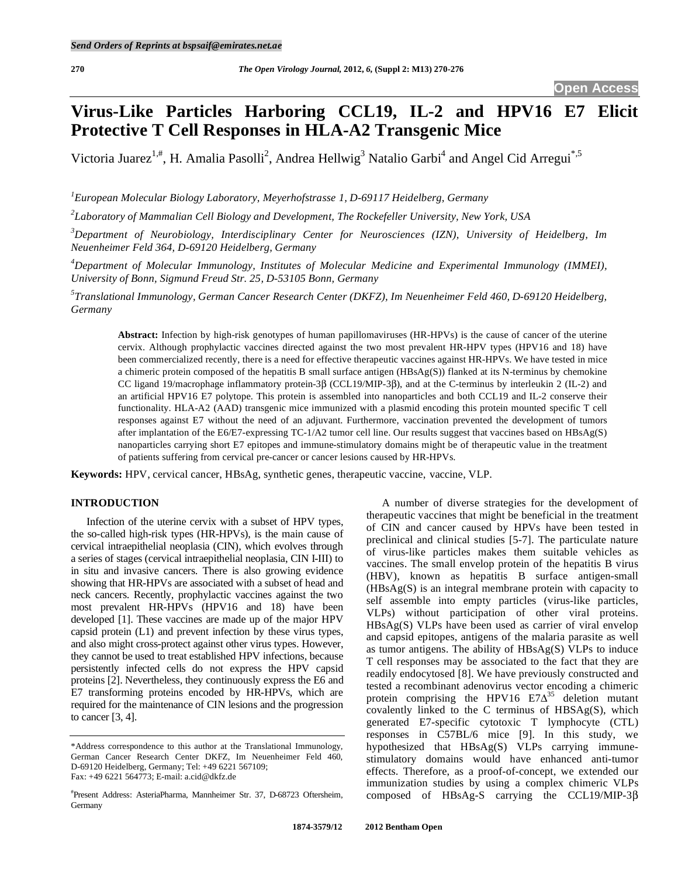Send Orders of Reprints at bspsaif@emirates.net.ae

**Open Access**

# Virus-Like Particles Harboring CCL19, IL-2 and HPV16 E7 Elicit Protective T Cell Responses in HLA-A2 Transgenic Mice

Victoria Juarez[1,#], H. Amalia Pasolli[2], Andrea Hellwig[3] Natalio Garbi[4] and Angel Cid Arregui[*,5]

[1]*European Molecular Biology Laboratory, Meyerhofstrasse 1, D-69117 Heidelberg, Germany*

[2]*Laboratory of Mammalian Cell Biology and Development, The Rockefeller University, New York, USA*

[3]*Department of Neurobiology, Interdisciplinary Center for Neurosciences (IZN), University of Heidelberg, Im Neuenheimer Feld 364, D-69120 Heidelberg, Germany*

[4]*Department of Molecular Immunology, Institutes of Molecular Medicine and Experimental Immunology (IMMEI), University of Bonn, Sigmund Freud Str. 25, D-53105 Bonn, Germany*

[5]*Translational Immunology, German Cancer Research Center (DKFZ), Im Neuenheimer Feld 460, D-69120 Heidelberg, Germany*

**Abstract:** Infection by high-risk genotypes of human papillomaviruses (HR-HPVs) is the cause of cancer of the uterine cervix. Although prophylactic vaccines directed against the two most prevalent HR-HPV types (HPV16 and 18) have been commercialized recently, there is a need for effective therapeutic vaccines against HR-HPVs. We have tested in mice a chimeric protein composed of the hepatitis B small surface antigen (HBsAg(S)) flanked at its N-terminus by chemokine CC ligand 19/macrophage inflammatory protein-3β (CCL19/MIP-3β), and at the C-terminus by interleukin 2 (IL-2) and an artificial HPV16 E7 polytope. This protein is assembled into nanoparticles and both CCL19 and IL-2 conserve their functionality. HLA-A2 (AAD) transgenic mice immunized with a plasmid encoding this protein mounted specific T cell responses against E7 without the need of an adjuvant. Furthermore, vaccination prevented the development of tumors after implantation of the E6/E7-expressing TC-1/A2 tumor cell line. Our results suggest that vaccines based on HBsAg(S) nanoparticles carrying short E7 epitopes and immune-stimulatory domains might be of therapeutic value in the treatment of patients suffering from cervical pre-cancer or cancer lesions caused by HR-HPVs.

**Keywords:** HPV, cervical cancer, HBsAg, synthetic genes, therapeutic vaccine, vaccine, VLP.

## INTRODUCTION

Infection of the uterine cervix with a subset of HPV types, the so-called high-risk types (HR-HPVs), is the main cause of cervical intraepithelial neoplasia (CIN), which evolves through a series of stages (cervical intraepithelial neoplasia, CIN I-III) to in situ and invasive cancers. There is also growing evidence showing that HR-HPVs are associated with a subset of head and neck cancers. Recently, prophylactic vaccines against the two most prevalent HR-HPVs (HPV16 and 18) have been developed [1]. These vaccines are made up of the major HPV capsid protein (L1) and prevent infection by these virus types, and also might cross-protect against other virus types. However, they cannot be used to treat established HPV infections, because persistently infected cells do not express the HPV capsid proteins [2]. Nevertheless, they continuously express the E6 and E7 transforming proteins encoded by HR-HPVs, which are required for the maintenance of CIN lesions and the progression to cancer [3, 4].

A number of diverse strategies for the development of therapeutic vaccines that might be beneficial in the treatment of CIN and cancer caused by HPVs have been tested in preclinical and clinical studies [5-7]. The particulate nature of virus-like particles makes them suitable vehicles as vaccines. The small envelop protein of the hepatitis B virus (HBV), known as hepatitis B surface antigen-small (HBsAg(S) is an integral membrane protein with capacity to self assemble into empty particles (virus-like particles, VLPs) without participation of other viral proteins. HBsAg(S) VLPs have been used as carrier of viral envelop and capsid epitopes, antigens of the malaria parasite as well as tumor antigens. The ability of HBsAg(S) VLPs to induce T cell responses may be associated to the fact that they are readily endocytosed [8]. We have previously constructed and tested a recombinant adenovirus vector encoding a chimeric protein comprising the HPV16 E7$\Delta^{35}$ deletion mutant covalently linked to the C terminus of HBSAg(S), which generated E7-specific cytotoxic T lymphocyte (CTL) responses in C57BL/6 mice [9]. In this study, we hypothesized that HBsAg(S) VLPs carrying immune-stimulatory domains would have enhanced anti-tumor effects. Therefore, as a proof-of-concept, we extended our immunization studies by using a complex chimeric VLPs composed of HBsAg-S carrying the CCL19/MIP-3β

---

*Address correspondence to this author at the Translational Immunology, German Cancer Research Center DKFZ, Im Neuenheimer Feld 460, D-69120 Heidelberg, Germany; Tel: +49 6221 567109; Fax: +49 6221 564773; E-mail: a.cid@dkfz.de

[#]Present Address: AsteriaPharma, Mannheimer Str. 37, D-68723 Oftersheim, Germany

1874-3579/12 2012 Bentham Open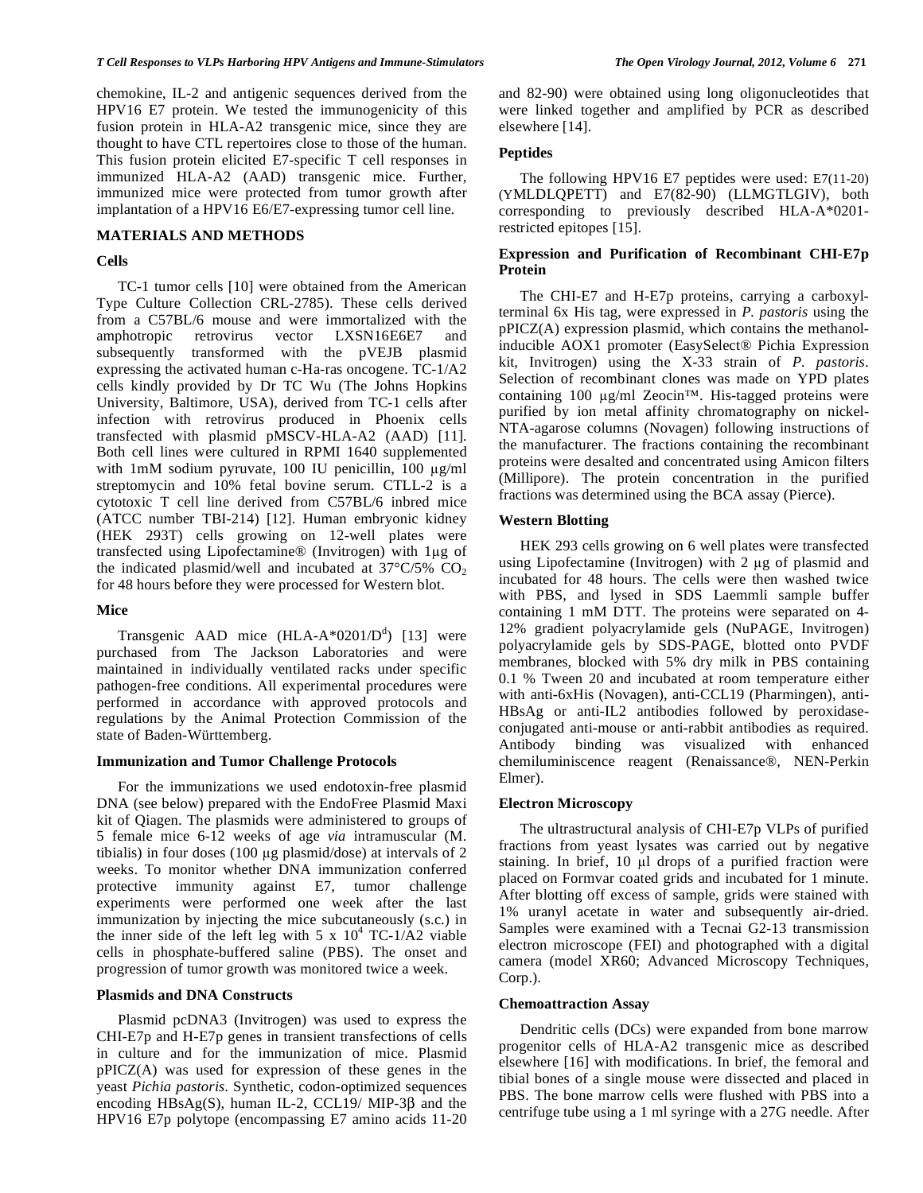chemokine, IL-2 and antigenic sequences derived from the HPV16 E7 protein. We tested the immunogenicity of this fusion protein in HLA-A2 transgenic mice, since they are thought to have CTL repertoires close to those of the human. This fusion protein elicited E7-specific T cell responses in immunized HLA-A2 (AAD) transgenic mice. Further, immunized mice were protected from tumor growth after implantation of a HPV16 E6/E7-expressing tumor cell line.

## MATERIALS AND METHODS

### Cells

TC-1 tumor cells [10] were obtained from the American Type Culture Collection CRL-2785). These cells derived from a C57BL/6 mouse and were immortalized with the amphotropic retrovirus vector LXSN16E6E7 and subsequently transformed with the pVEJB plasmid expressing the activated human c-Ha-ras oncogene. TC-1/A2 cells kindly provided by Dr TC Wu (The Johns Hopkins University, Baltimore, USA), derived from TC-1 cells after infection with retrovirus produced in Phoenix cells transfected with plasmid pMSCV-HLA-A2 (AAD) [11]. Both cell lines were cultured in RPMI 1640 supplemented with 1mM sodium pyruvate, 100 IU penicillin, 100 µg/ml streptomycin and 10% fetal bovine serum. CTLL-2 is a cytotoxic T cell line derived from C57BL/6 inbred mice (ATCC number TBI-214) [12]. Human embryonic kidney (HEK 293T) cells growing on 12-well plates were transfected using Lipofectamine® (Invitrogen) with 1µg of the indicated plasmid/well and incubated at 37°C/5% $CO_2$ for 48 hours before they were processed for Western blot.

### Mice

Transgenic AAD mice (HLA-A*0201/$D^d$) [13] were purchased from The Jackson Laboratories and were maintained in individually ventilated racks under specific pathogen-free conditions. All experimental procedures were performed in accordance with approved protocols and regulations by the Animal Protection Commission of the state of Baden-Württemberg.

### Immunization and Tumor Challenge Protocols

For the immunizations we used endotoxin-free plasmid DNA (see below) prepared with the EndoFree Plasmid Maxi kit of Qiagen. The plasmids were administered to groups of 5 female mice 6-12 weeks of age *via* intramuscular (M. tibialis) in four doses (100 µg plasmid/dose) at intervals of 2 weeks. To monitor whether DNA immunization conferred protective immunity against E7, tumor challenge experiments were performed one week after the last immunization by injecting the mice subcutaneously (s.c.) in the inner side of the left leg with 5 x $10^4$ TC-1/A2 viable cells in phosphate-buffered saline (PBS). The onset and progression of tumor growth was monitored twice a week.

### Plasmids and DNA Constructs

Plasmid pcDNA3 (Invitrogen) was used to express the CHI-E7p and H-E7p genes in transient transfections of cells in culture and for the immunization of mice. Plasmid pPICZ(A) was used for expression of these genes in the yeast *Pichia pastoris*. Synthetic, codon-optimized sequences encoding HBsAg(S), human IL-2, CCL19/ MIP-3β and the HPV16 E7p polytope (encompassing E7 amino acids 11-20 and 82-90) were obtained using long oligonucleotides that were linked together and amplified by PCR as described elsewhere [14].

### Peptides

The following HPV16 E7 peptides were used: E7(11-20) (YMLDLQPETT) and E7(82-90) (LLMGTLGIV), both corresponding to previously described HLA-A*0201-restricted epitopes [15].

### Expression and Purification of Recombinant CHI-E7p Protein

The CHI-E7 and H-E7p proteins, carrying a carboxyl-terminal 6x His tag, were expressed in *P. pastoris* using the pPICZ(A) expression plasmid, which contains the methanol-inducible AOX1 promoter (EasySelect® Pichia Expression kit, Invitrogen) using the X-33 strain of *P. pastoris*. Selection of recombinant clones was made on YPD plates containing 100 µg/ml Zeocin™. His-tagged proteins were purified by ion metal affinity chromatography on nickel-NTA-agarose columns (Novagen) following instructions of the manufacturer. The fractions containing the recombinant proteins were desalted and concentrated using Amicon filters (Millipore). The protein concentration in the purified fractions was determined using the BCA assay (Pierce).

### Western Blotting

HEK 293 cells growing on 6 well plates were transfected using Lipofectamine (Invitrogen) with 2 µg of plasmid and incubated for 48 hours. The cells were then washed twice with PBS, and lysed in SDS Laemmli sample buffer containing 1 mM DTT. The proteins were separated on 4-12% gradient polyacrylamide gels (NuPAGE, Invitrogen) polyacrylamide gels by SDS-PAGE, blotted onto PVDF membranes, blocked with 5% dry milk in PBS containing 0.1 % Tween 20 and incubated at room temperature either with anti-6xHis (Novagen), anti-CCL19 (Pharmingen), anti-HBsAg or anti-IL2 antibodies followed by peroxidase-conjugated anti-mouse or anti-rabbit antibodies as required. Antibody binding was visualized with enhanced chemiluminiscence reagent (Renaissance®, NEN-Perkin Elmer).

### Electron Microscopy

The ultrastructural analysis of CHI-E7p VLPs of purified fractions from yeast lysates was carried out by negative staining. In brief, 10 µl drops of a purified fraction were placed on Formvar coated grids and incubated for 1 minute. After blotting off excess of sample, grids were stained with 1% uranyl acetate in water and subsequently air-dried. Samples were examined with a Tecnai G2-13 transmission electron microscope (FEI) and photographed with a digital camera (model XR60; Advanced Microscopy Techniques, Corp.).

### Chemoattraction Assay

Dendritic cells (DCs) were expanded from bone marrow progenitor cells of HLA-A2 transgenic mice as described elsewhere [16] with modifications. In brief, the femoral and tibial bones of a single mouse were dissected and placed in PBS. The bone marrow cells were flushed with PBS into a centrifuge tube using a 1 ml syringe with a 27G needle. After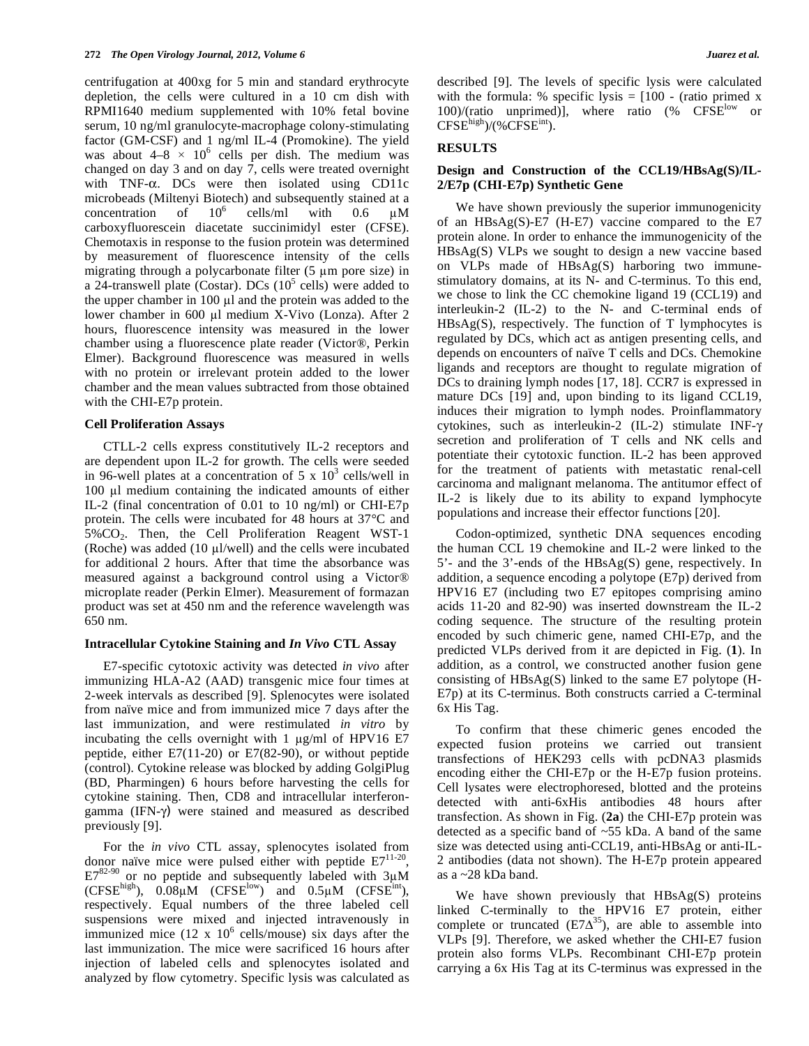centrifugation at 400xg for 5 min and standard erythrocyte depletion, the cells were cultured in a 10 cm dish with RPMI1640 medium supplemented with 10% fetal bovine serum, 10 ng/ml granulocyte-macrophage colony-stimulating factor (GM-CSF) and 1 ng/ml IL-4 (Promokine). The yield was about $4–8 \times 10^6$ cells per dish. The medium was changed on day 3 and on day 7, cells were treated overnight with TNF-α. DCs were then isolated using CD11c microbeads (Miltenyi Biotech) and subsequently stained at a concentration of $10^6$ cells/ml with 0.6 μM carboxyfluorescein diacetate succinimidyl ester (CFSE). Chemotaxis in response to the fusion protein was determined by measurement of fluorescence intensity of the cells migrating through a polycarbonate filter (5 μm pore size) in a 24-transwell plate (Costar). DCs ($10^5$ cells) were added to the upper chamber in 100 μl and the protein was added to the lower chamber in 600 μl medium X-Vivo (Lonza). After 2 hours, fluorescence intensity was measured in the lower chamber using a fluorescence plate reader (Victor®, Perkin Elmer). Background fluorescence was measured in wells with no protein or irrelevant protein added to the lower chamber and the mean values subtracted from those obtained with the CHI-E7p protein.

### Cell Proliferation Assays

CTLL-2 cells express constitutively IL-2 receptors and are dependent upon IL-2 for growth. The cells were seeded in 96-well plates at a concentration of $5 \times 10^3$ cells/well in 100 μl medium containing the indicated amounts of either IL-2 (final concentration of 0.01 to 10 ng/ml) or CHI-E7p protein. The cells were incubated for 48 hours at 37°C and 5%$CO_2$. Then, the Cell Proliferation Reagent WST-1 (Roche) was added (10 μl/well) and the cells were incubated for additional 2 hours. After that time the absorbance was measured against a background control using a Victor® microplate reader (Perkin Elmer). Measurement of formazan product was set at 450 nm and the reference wavelength was 650 nm.

### Intracellular Cytokine Staining and *In Vivo* CTL Assay

E7-specific cytotoxic activity was detected *in vivo* after immunizing HLA-A2 (AAD) transgenic mice four times at 2-week intervals as described [9]. Splenocytes were isolated from naïve mice and from immunized mice 7 days after the last immunization, and were restimulated *in vitro* by incubating the cells overnight with 1 μg/ml of HPV16 E7 peptide, either E7(11-20) or E7(82-90), or without peptide (control). Cytokine release was blocked by adding GolgiPlug (BD, Pharmingen) 6 hours before harvesting the cells for cytokine staining. Then, CD8 and intracellular interferon-gamma (IFN-γ) were stained and measured as described previously [9].

For the *in vivo* CTL assay, splenocytes isolated from donor naïve mice were pulsed either with peptide $E7^{11-20}$, $E7^{82-90}$ or no peptide and subsequently labeled with 3μM ($CFSE^{high}$), 0.08μM ($CFSE^{low}$) and 0.5μM ($CFSE^{int}$), respectively. Equal numbers of the three labeled cell suspensions were mixed and injected intravenously in immunized mice ($12 \times 10^6$ cells/mouse) six days after the last immunization. The mice were sacrificed 16 hours after injection of labeled cells and splenocytes isolated and analyzed by flow cytometry. Specific lysis was calculated as described [9]. The levels of specific lysis were calculated with the formula: % specific lysis = [100 - (ratio primed x 100)/(ratio unprimed)], where ratio (% $CFSE^{low}$ or $CFSE^{high}$)/(%$CFSE^{int}$).

## RESULTS

### Design and Construction of the CCL19/HBsAg(S)/IL-2/E7p (CHI-E7p) Synthetic Gene

We have shown previously the superior immunogenicity of an HBsAg(S)-E7 (H-E7) vaccine compared to the E7 protein alone. In order to enhance the immunogenicity of the HBsAg(S) VLPs we sought to design a new vaccine based on VLPs made of HBsAg(S) harboring two immune-stimulatory domains, at its N- and C-terminus. To this end, we chose to link the CC chemokine ligand 19 (CCL19) and interleukin-2 (IL-2) to the N- and C-terminal ends of HBsAg(S), respectively. The function of T lymphocytes is regulated by DCs, which act as antigen presenting cells, and depends on encounters of naïve T cells and DCs. Chemokine ligands and receptors are thought to regulate migration of DCs to draining lymph nodes [17, 18]. CCR7 is expressed in mature DCs [19] and, upon binding to its ligand CCL19, induces their migration to lymph nodes. Proinflammatory cytokines, such as interleukin-2 (IL-2) stimulate INF-γ secretion and proliferation of T cells and NK cells and potentiate their cytotoxic function. IL-2 has been approved for the treatment of patients with metastatic renal-cell carcinoma and malignant melanoma. The antitumor effect of IL-2 is likely due to its ability to expand lymphocyte populations and increase their effector functions [20].

Codon-optimized, synthetic DNA sequences encoding the human CCL 19 chemokine and IL-2 were linked to the 5'- and the 3'-ends of the HBsAg(S) gene, respectively. In addition, a sequence encoding a polytope (E7p) derived from HPV16 E7 (including two E7 epitopes comprising amino acids 11-20 and 82-90) was inserted downstream the IL-2 coding sequence. The structure of the resulting protein encoded by such chimeric gene, named CHI-E7p, and the predicted VLPs derived from it are depicted in Fig. (**1**). In addition, as a control, we constructed another fusion gene consisting of HBsAg(S) linked to the same E7 polytope (H-E7p) at its C-terminus. Both constructs carried a C-terminal 6x His Tag.

To confirm that these chimeric genes encoded the expected fusion proteins we carried out transient transfections of HEK293 cells with pcDNA3 plasmids encoding either the CHI-E7p or the H-E7p fusion proteins. Cell lysates were electrophoresed, blotted and the proteins detected with anti-6xHis antibodies 48 hours after transfection. As shown in Fig. (**2a**) the CHI-E7p protein was detected as a specific band of ~55 kDa. A band of the same size was detected using anti-CCL19, anti-HBsAg or anti-IL-2 antibodies (data not shown). The H-E7p protein appeared as a ~28 kDa band.

We have shown previously that HBsAg(S) proteins linked C-terminally to the HPV16 E7 protein, either complete or truncated ($E7\Delta^{35}$), are able to assemble into VLPs [9]. Therefore, we asked whether the CHI-E7 fusion protein also forms VLPs. Recombinant CHI-E7p protein carrying a 6x His Tag at its C-terminus was expressed in the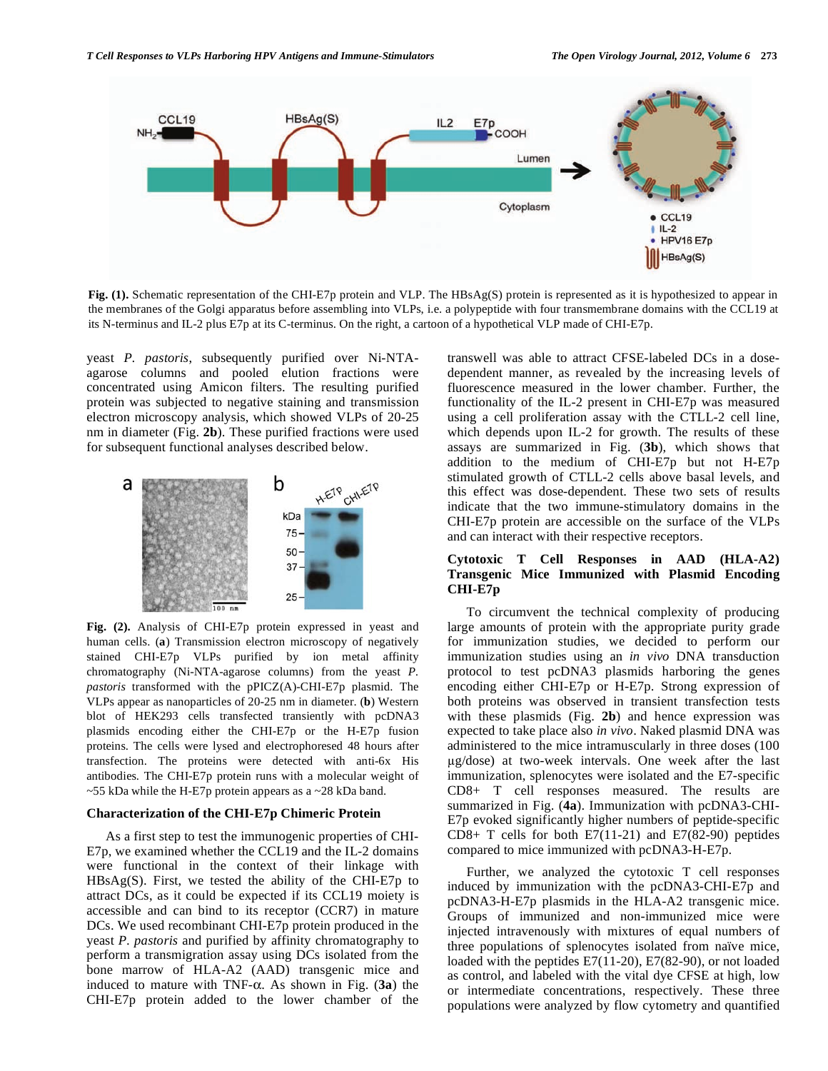Fig. (1). Schematic representation of the CHI-E7p protein and VLP. The HBsAg(S) protein is represented as it is hypothesized to appear in the membranes of the Golgi apparatus before assembling into VLPs, i.e. a polypeptide with four transmembrane domains with the CCL19 at its N-terminus and IL-2 plus E7p at its C-terminus. On the right, a cartoon of a hypothetical VLP made of CHI-E7p.

yeast *P. pastoris*, subsequently purified over Ni-NTA-agarose columns and pooled elution fractions were concentrated using Amicon filters. The resulting purified protein was subjected to negative staining and transmission electron microscopy analysis, which showed VLPs of 20-25 nm in diameter (Fig. **2b**). These purified fractions were used for subsequent functional analyses described below.

Fig. (2). Analysis of CHI-E7p protein expressed in yeast and human cells. (**a**) Transmission electron microscopy of negatively stained CHI-E7p VLPs purified by ion metal affinity chromatography (Ni-NTA-agarose columns) from the yeast *P. pastoris* transformed with the pPICZ(A)-CHI-E7p plasmid. The VLPs appear as nanoparticles of 20-25 nm in diameter. (**b**) Western blot of HEK293 cells transfected transiently with pcDNA3 plasmids encoding either the CHI-E7p or the H-E7p fusion proteins. The cells were lysed and electrophoresed 48 hours after transfection. The proteins were detected with anti-6x His antibodies. The CHI-E7p protein runs with a molecular weight of ~55 kDa while the H-E7p protein appears as a ~28 kDa band.

### Characterization of the CHI-E7p Chimeric Protein

As a first step to test the immunogenic properties of CHI-E7p, we examined whether the CCL19 and the IL-2 domains were functional in the context of their linkage with HBsAg(S). First, we tested the ability of the CHI-E7p to attract DCs, as it could be expected if its CCL19 moiety is accessible and can bind to its receptor (CCR7) in mature DCs. We used recombinant CHI-E7p protein produced in the yeast *P. pastoris* and purified by affinity chromatography to perform a transmigration assay using DCs isolated from the bone marrow of HLA-A2 (AAD) transgenic mice and induced to mature with TNF-$\alpha$. As shown in Fig. (**3a**) the CHI-E7p protein added to the lower chamber of the transwell was able to attract CFSE-labeled DCs in a dose-dependent manner, as revealed by the increasing levels of fluorescence measured in the lower chamber. Further, the functionality of the IL-2 present in CHI-E7p was measured using a cell proliferation assay with the CTLL-2 cell line, which depends upon IL-2 for growth. The results of these assays are summarized in Fig. (**3b**), which shows that addition to the medium of CHI-E7p but not H-E7p stimulated growth of CTLL-2 cells above basal levels, and this effect was dose-dependent. These two sets of results indicate that the two immune-stimulatory domains in the CHI-E7p protein are accessible on the surface of the VLPs and can interact with their respective receptors.

### Cytotoxic T Cell Responses in AAD (HLA-A2) Transgenic Mice Immunized with Plasmid Encoding CHI-E7p

To circumvent the technical complexity of producing large amounts of protein with the appropriate purity grade for immunization studies, we decided to perform our immunization studies using an *in vivo* DNA transduction protocol to test pcDNA3 plasmids harboring the genes encoding either CHI-E7p or H-E7p. Strong expression of both proteins was observed in transient transfection tests with these plasmids (Fig. **2b**) and hence expression was expected to take place also *in vivo*. Naked plasmid DNA was administered to the mice intramuscularly in three doses (100 µg/dose) at two-week intervals. One week after the last immunization, splenocytes were isolated and the E7-specific CD8+ T cell responses measured. The results are summarized in Fig. (**4a**). Immunization with pcDNA3-CHI-E7p evoked significantly higher numbers of peptide-specific CD8+ T cells for both E7(11-21) and E7(82-90) peptides compared to mice immunized with pcDNA3-H-E7p.

Further, we analyzed the cytotoxic T cell responses induced by immunization with the pcDNA3-CHI-E7p and pcDNA3-H-E7p plasmids in the HLA-A2 transgenic mice. Groups of immunized and non-immunized mice were injected intravenously with mixtures of equal numbers of three populations of splenocytes isolated from naïve mice, loaded with the peptides E7(11-20), E7(82-90), or not loaded as control, and labeled with the vital dye CFSE at high, low or intermediate concentrations, respectively. These three populations were analyzed by flow cytometry and quantified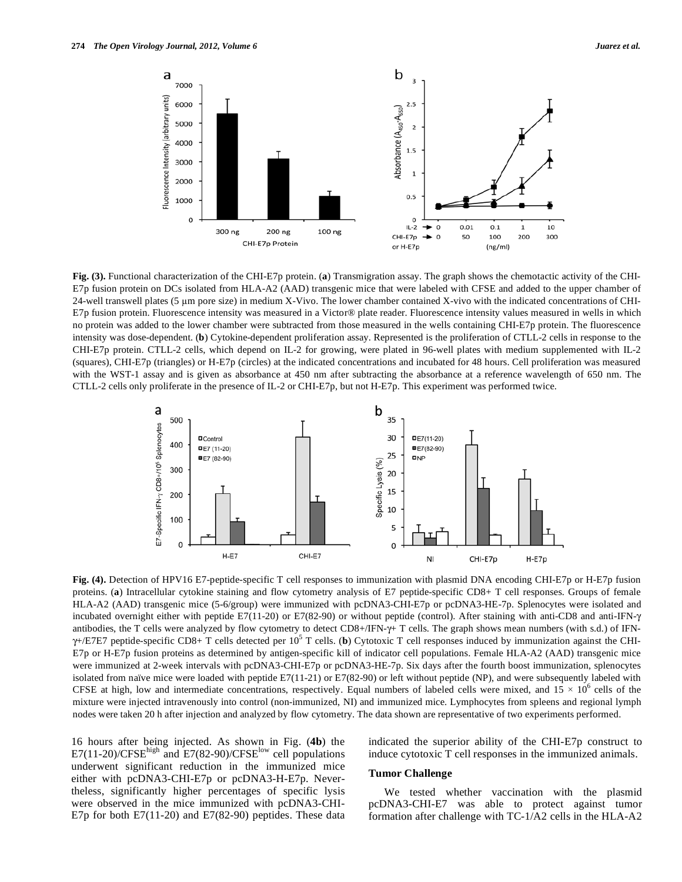**Fig. (3).** Functional characterization of the CHI-E7p protein. (**a**) Transmigration assay. The graph shows the chemotactic activity of the CHI-E7p fusion protein on DCs isolated from HLA-A2 (AAD) transgenic mice that were labeled with CFSE and added to the upper chamber of 24-well transwell plates (5 µm pore size) in medium X-Vivo. The lower chamber contained X-vivo with the indicated concentrations of CHI-E7p fusion protein. Fluorescence intensity was measured in a Victor® plate reader. Fluorescence intensity values measured in wells in which no protein was added to the lower chamber were subtracted from those measured in the wells containing CHI-E7p protein. The fluorescence intensity was dose-dependent. (**b**) Cytokine-dependent proliferation assay. Represented is the proliferation of CTLL-2 cells in response to the CHI-E7p protein. CTLL-2 cells, which depend on IL-2 for growing, were plated in 96-well plates with medium supplemented with IL-2 (squares), CHI-E7p (triangles) or H-E7p (circles) at the indicated concentrations and incubated for 48 hours. Cell proliferation was measured with the WST-1 assay and is given as absorbance at 450 nm after subtracting the absorbance at a reference wavelength of 650 nm. The CTLL-2 cells only proliferate in the presence of IL-2 or CHI-E7p, but not H-E7p. This experiment was performed twice.

**Fig. (4).** Detection of HPV16 E7-peptide-specific T cell responses to immunization with plasmid DNA encoding CHI-E7p or H-E7p fusion proteins. (**a**) Intracellular cytokine staining and flow cytometry analysis of E7 peptide-specific CD8+ T cell responses. Groups of female HLA-A2 (AAD) transgenic mice (5-6/group) were immunized with pcDNA3-CHI-E7p or pcDNA3-HE-7p. Splenocytes were isolated and incubated overnight either with peptide E7(11-20) or E7(82-90) or without peptide (control). After staining with anti-CD8 and anti-IFN-γ antibodies, the T cells were analyzed by flow cytometry to detect CD8+/IFN-γ+ T cells. The graph shows mean numbers (with s.d.) of IFN-γ+/E7E7 peptide-specific CD8+ T cells detected per $10^5$ T cells. (**b**) Cytotoxic T cell responses induced by immunization against the CHI-E7p or H-E7p fusion proteins as determined by antigen-specific kill of indicator cell populations. Female HLA-A2 (AAD) transgenic mice were immunized at 2-week intervals with pcDNA3-CHI-E7p or pcDNA3-HE-7p. Six days after the fourth boost immunization, splenocytes isolated from naïve mice were loaded with peptide E7(11-21) or E7(82-90) or left without peptide (NP), and were subsequently labeled with CFSE at high, low and intermediate concentrations, respectively. Equal numbers of labeled cells were mixed, and $15 \times 10^6$ cells of the mixture were injected intravenously into control (non-immunized, NI) and immunized mice. Lymphocytes from spleens and regional lymph nodes were taken 20 h after injection and analyzed by flow cytometry. The data shown are representative of two experiments performed.

16 hours after being injected. As shown in Fig. (**4b**) the E7(11-20)/CFSE$^{high}$ and E7(82-90)/CFSE$^{low}$ cell populations underwent significant reduction in the immunized mice either with pcDNA3-CHI-E7p or pcDNA3-H-E7p. Nevertheless, significantly higher percentages of specific lysis were observed in the mice immunized with pcDNA3-CHI-E7p for both E7(11-20) and E7(82-90) peptides. These data indicated the superior ability of the CHI-E7p construct to induce cytotoxic T cell responses in the immunized animals.

### Tumor Challenge

We tested whether vaccination with the plasmid pcDNA3-CHI-E7 was able to protect against tumor formation after challenge with TC-1/A2 cells in the HLA-A2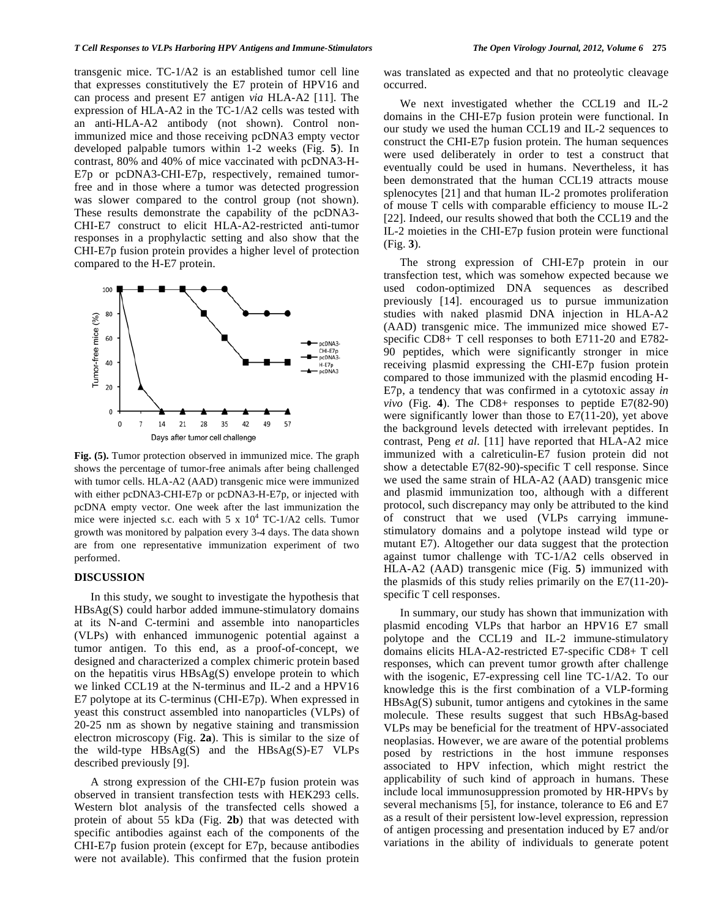transgenic mice. TC-1/A2 is an established tumor cell line that expresses constitutively the E7 protein of HPV16 and can process and present E7 antigen *via* HLA-A2 [11]. The expression of HLA-A2 in the TC-1/A2 cells was tested with an anti-HLA-A2 antibody (not shown). Control non-immunized mice and those receiving pcDNA3 empty vector developed palpable tumors within 1-2 weeks (Fig. **5**). In contrast, 80% and 40% of mice vaccinated with pcDNA3-H-E7p or pcDNA3-CHI-E7p, respectively, remained tumor-free and in those where a tumor was detected progression was slower compared to the control group (not shown). These results demonstrate the capability of the pcDNA3-CHI-E7 construct to elicit HLA-A2-restricted anti-tumor responses in a prophylactic setting and also show that the CHI-E7p fusion protein provides a higher level of protection compared to the H-E7 protein.

**Fig. (5).** Tumor protection observed in immunized mice. The graph shows the percentage of tumor-free animals after being challenged with tumor cells. HLA-A2 (AAD) transgenic mice were immunized with either pcDNA3-CHI-E7p or pcDNA3-H-E7p, or injected with pcDNA empty vector. One week after the last immunization the mice were injected s.c. each with 5 x $10^4$ TC-1/A2 cells. Tumor growth was monitored by palpation every 3-4 days. The data shown are from one representative immunization experiment of two performed.

## DISCUSSION

In this study, we sought to investigate the hypothesis that HBsAg(S) could harbor added immune-stimulatory domains at its N-and C-termini and assemble into nanoparticles (VLPs) with enhanced immunogenic potential against a tumor antigen. To this end, as a proof-of-concept, we designed and characterized a complex chimeric protein based on the hepatitis virus HBsAg(S) envelope protein to which we linked CCL19 at the N-terminus and IL-2 and a HPV16 E7 polytope at its C-terminus (CHI-E7p). When expressed in yeast this construct assembled into nanoparticles (VLPs) of 20-25 nm as shown by negative staining and transmission electron microscopy (Fig. **2a**). This is similar to the size of the wild-type HBsAg(S) and the HBsAg(S)-E7 VLPs described previously [9].

A strong expression of the CHI-E7p fusion protein was observed in transient transfection tests with HEK293 cells. Western blot analysis of the transfected cells showed a protein of about 55 kDa (Fig. **2b**) that was detected with specific antibodies against each of the components of the CHI-E7p fusion protein (except for E7p, because antibodies were not available). This confirmed that the fusion protein was translated as expected and that no proteolytic cleavage occurred.

We next investigated whether the CCL19 and IL-2 domains in the CHI-E7p fusion protein were functional. In our study we used the human CCL19 and IL-2 sequences to construct the CHI-E7p fusion protein. The human sequences were used deliberately in order to test a construct that eventually could be used in humans. Nevertheless, it has been demonstrated that the human CCL19 attracts mouse splenocytes [21] and that human IL-2 promotes proliferation of mouse T cells with comparable efficiency to mouse IL-2 [22]. Indeed, our results showed that both the CCL19 and the IL-2 moieties in the CHI-E7p fusion protein were functional (Fig. **3**).

The strong expression of CHI-E7p protein in our transfection test, which was somehow expected because we used codon-optimized DNA sequences as described previously [14]. encouraged us to pursue immunization studies with naked plasmid DNA injection in HLA-A2 (AAD) transgenic mice. The immunized mice showed E7-specific CD8+ T cell responses to both E711-20 and E782-90 peptides, which were significantly stronger in mice receiving plasmid expressing the CHI-E7p fusion protein compared to those immunized with the plasmid encoding H-E7p, a tendency that was confirmed in a cytotoxic assay *in vivo* (Fig. **4**). The CD8+ responses to peptide E7(82-90) were significantly lower than those to E7(11-20), yet above the background levels detected with irrelevant peptides. In contrast, Peng *et al.* [11] have reported that HLA-A2 mice immunized with a calreticulin-E7 fusion protein did not show a detectable E7(82-90)-specific T cell response. Since we used the same strain of HLA-A2 (AAD) transgenic mice and plasmid immunization too, although with a different protocol, such discrepancy may only be attributed to the kind of construct that we used (VLPs carrying immune-stimulatory domains and a polytope instead wild type or mutant E7). Altogether our data suggest that the protection against tumor challenge with TC-1/A2 cells observed in HLA-A2 (AAD) transgenic mice (Fig. **5**) immunized with the plasmids of this study relies primarily on the E7(11-20)-specific T cell responses.

In summary, our study has shown that immunization with plasmid encoding VLPs that harbor an HPV16 E7 small polytope and the CCL19 and IL-2 immune-stimulatory domains elicits HLA-A2-restricted E7-specific CD8+ T cell responses, which can prevent tumor growth after challenge with the isogenic, E7-expressing cell line TC-1/A2. To our knowledge this is the first combination of a VLP-forming HBsAg(S) subunit, tumor antigens and cytokines in the same molecule. These results suggest that such HBsAg-based VLPs may be beneficial for the treatment of HPV-associated neoplasias. However, we are aware of the potential problems posed by restrictions in the host immune responses associated to HPV infection, which might restrict the applicability of such kind of approach in humans. These include local immunosuppression promoted by HR-HPVs by several mechanisms [5], for instance, tolerance to E6 and E7 as a result of their persistent low-level expression, repression of antigen processing and presentation induced by E7 and/or variations in the ability of individuals to generate potent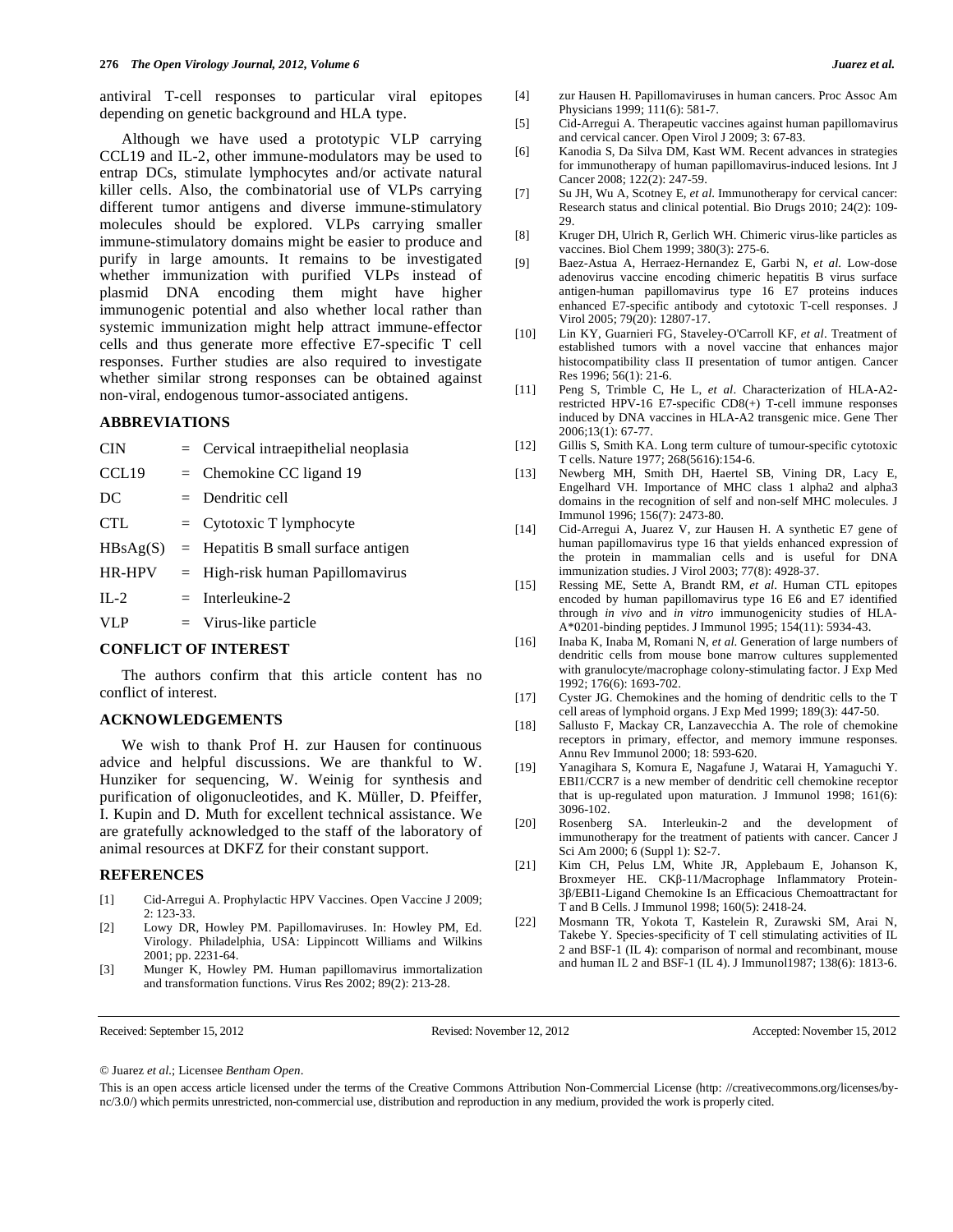antiviral T-cell responses to particular viral epitopes depending on genetic background and HLA type.

Although we have used a prototypic VLP carrying CCL19 and IL-2, other immune-modulators may be used to entrap DCs, stimulate lymphocytes and/or activate natural killer cells. Also, the combinatorial use of VLPs carrying different tumor antigens and diverse immune-stimulatory molecules should be explored. VLPs carrying smaller immune-stimulatory domains might be easier to produce and purify in large amounts. It remains to be investigated whether immunization with purified VLPs instead of plasmid DNA encoding them might have higher immunogenic potential and also whether local rather than systemic immunization might help attract immune-effector cells and thus generate more effective E7-specific T cell responses. Further studies are also required to investigate whether similar strong responses can be obtained against non-viral, endogenous tumor-associated antigens.

## ABBREVIATIONS

| | | |
|---|---|---|
| CIN | = | Cervical intraepithelial neoplasia |
| CCL19 | = | Chemokine CC ligand 19 |
| DC | = | Dendritic cell |
| CTL | = | Cytotoxic T lymphocyte |
| HBsAg(S) | = | Hepatitis B small surface antigen |
| HR-HPV | = | High-risk human Papillomavirus |
| IL-2 | = | Interleukine-2 |
| VLP | = | Virus-like particle |

## CONFLICT OF INTEREST

The authors confirm that this article content has no conflict of interest.

## ACKNOWLEDGEMENTS

We wish to thank Prof H. zur Hausen for continuous advice and helpful discussions. We are thankful to W. Hunziker for sequencing, W. Weinig for synthesis and purification of oligonucleotides, and K. Müller, D. Pfeiffer, I. Kupin and D. Muth for excellent technical assistance. We are gratefully acknowledged to the staff of the laboratory of animal resources at DKFZ for their constant support.

## REFERENCES

[1] Cid-Arregui A. Prophylactic HPV Vaccines. Open Vaccine J 2009; 2: 123-33.

[2] Lowy DR, Howley PM. Papillomaviruses. In: Howley PM, Ed. Virology. Philadelphia, USA: Lippincott Williams and Wilkins 2001; pp. 2231-64.

[3] Munger K, Howley PM. Human papillomavirus immortalization and transformation functions. Virus Res 2002; 89(2): 213-28.

[4] zur Hausen H. Papillomaviruses in human cancers. Proc Assoc Am Physicians 1999; 111(6): 581-7.

[5] Cid-Arregui A. Therapeutic vaccines against human papillomavirus and cervical cancer. Open Virol J 2009; 3: 67-83.

[6] Kanodia S, Da Silva DM, Kast WM. Recent advances in strategies for immunotherapy of human papillomavirus-induced lesions. Int J Cancer 2008; 122(2): 247-59.

[7] Su JH, Wu A, Scotney E, *et al*. Immunotherapy for cervical cancer: Research status and clinical potential. Bio Drugs 2010; 24(2): 109-29.

[8] Kruger DH, Ulrich R, Gerlich WH. Chimeric virus-like particles as vaccines. Biol Chem 1999; 380(3): 275-6.

[9] Baez-Astua A, Herraez-Hernandez E, Garbi N, *et al*. Low-dose adenovirus vaccine encoding chimeric hepatitis B virus surface antigen-human papillomavirus type 16 E7 proteins induces enhanced E7-specific antibody and cytotoxic T-cell responses. J Virol 2005; 79(20): 12807-17.

[10] Lin KY, Guarnieri FG, Staveley-O'Carroll KF, *et al*. Treatment of established tumors with a novel vaccine that enhances major histocompatibility class II presentation of tumor antigen. Cancer Res 1996; 56(1): 21-6.

[11] Peng S, Trimble C, He L, *et al*. Characterization of HLA-A2-restricted HPV-16 E7-specific CD8(+) T-cell immune responses induced by DNA vaccines in HLA-A2 transgenic mice. Gene Ther 2006;13(1): 67-77.

[12] Gillis S, Smith KA. Long term culture of tumour-specific cytotoxic T cells. Nature 1977; 268(5616):154-6.

[13] Newberg MH, Smith DH, Haertel SB, Vining DR, Lacy E, Engelhard VH. Importance of MHC class 1 alpha2 and alpha3 domains in the recognition of self and non-self MHC molecules. J Immunol 1996; 156(7): 2473-80.

[14] Cid-Arregui A, Juarez V, zur Hausen H. A synthetic E7 gene of human papillomavirus type 16 that yields enhanced expression of the protein in mammalian cells and is useful for DNA immunization studies. J Virol 2003; 77(8): 4928-37.

[15] Ressing ME, Sette A, Brandt RM, *et al*. Human CTL epitopes encoded by human papillomavirus type 16 E6 and E7 identified through *in vivo* and *in vitro* immunogenicity studies of HLA-A*0201-binding peptides. J Immunol 1995; 154(11): 5934-43.

[16] Inaba K, Inaba M, Romani N, *et al*. Generation of large numbers of dendritic cells from mouse bone marrow cultures supplemented with granulocyte/macrophage colony-stimulating factor. J Exp Med 1992; 176(6): 1693-702.

[17] Cyster JG. Chemokines and the homing of dendritic cells to the T cell areas of lymphoid organs. J Exp Med 1999; 189(3): 447-50.

[18] Sallusto F, Mackay CR, Lanzavecchia A. The role of chemokine receptors in primary, effector, and memory immune responses. Annu Rev Immunol 2000; 18: 593-620.

[19] Yanagihara S, Komura E, Nagafune J, Watarai H, Yamaguchi Y. EBI1/CCR7 is a new member of dendritic cell chemokine receptor that is up-regulated upon maturation. J Immunol 1998; 161(6): 3096-102.

[20] Rosenberg SA. Interleukin-2 and the development of immunotherapy for the treatment of patients with cancer. Cancer J Sci Am 2000; 6 (Suppl 1): S2-7.

[21] Kim CH, Pelus LM, White JR, Applebaum E, Johanson K, Broxmeyer HE. CKβ-11/Macrophage Inflammatory Protein-3β/EBI1-Ligand Chemokine Is an Efficacious Chemoattractant for T and B Cells. J Immunol 1998; 160(5): 2418-24.

[22] Mosmann TR, Yokota T, Kastelein R, Zurawski SM, Arai N, Takebe Y. Species-specificity of T cell stimulating activities of IL 2 and BSF-1 (IL 4): comparison of normal and recombinant, mouse and human IL 2 and BSF-1 (IL 4). J Immunol1987; 138(6): 1813-6.

Received: September 15, 2012 Revised: November 12, 2012 Accepted: November 15, 2012

© Juarez *et al*.; Licensee *Bentham Open*.

This is an open access article licensed under the terms of the Creative Commons Attribution Non-Commercial License (http: //creativecommons.org/licenses/by-nc/3.0/) which permits unrestricted, non-commercial use, distribution and reproduction in any medium, provided the work is properly cited.